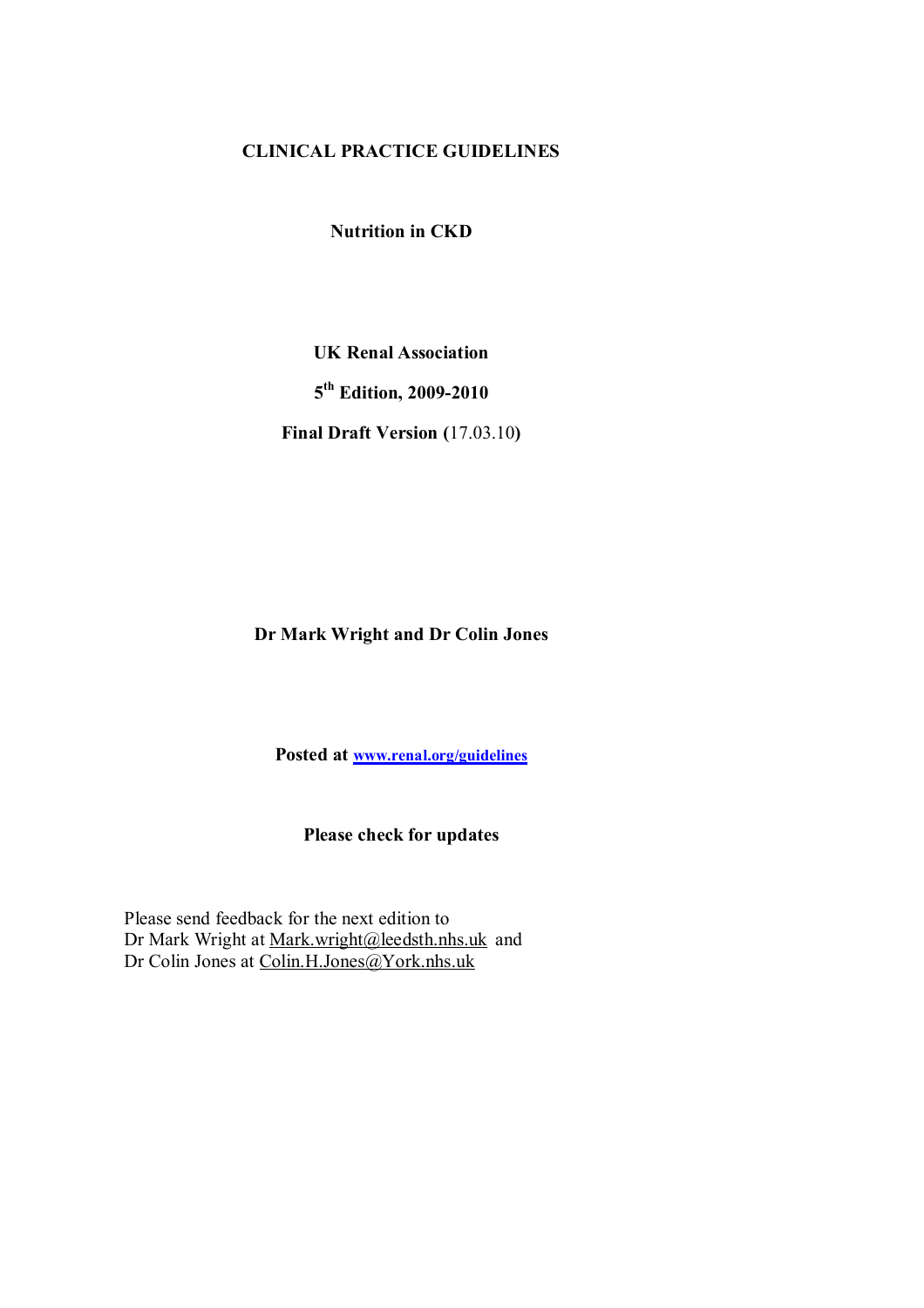# CLINICAL PRACTICE GUIDELINES

## Nutrition in CKD

**UK Renal Association**

**5th Edition, 2009-2010**

**Final Draft Version (**17.03.10**)**

**Dr Mark Wright and Dr Colin Jones**

**Posted at [www.renal.org/guidelines](http://www.renal.org/guidelines)**

**Please check for updates**

Please send feedback for the next edition to
Dr Mark Wright at Mark.wright@leedsth.nhs.uk and
Dr Colin Jones at Colin.H.Jones@York.nhs.uk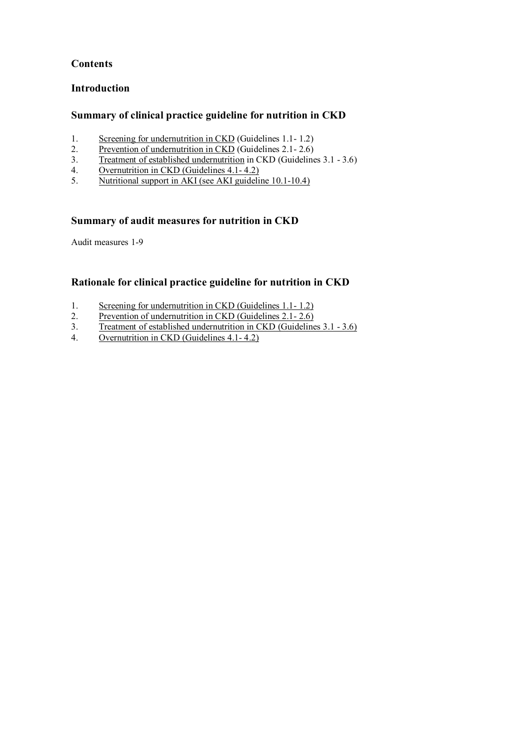## Contents

## Introduction

## Summary of clinical practice guideline for nutrition in CKD

1. Screening for undernutrition in CKD (Guidelines 1.1- 1.2)
2. Prevention of undernutrition in CKD (Guidelines 2.1- 2.6)
3. Treatment of established undernutrition in CKD (Guidelines 3.1 - 3.6)
4. Overnutrition in CKD (Guidelines 4.1- 4.2)
5. Nutritional support in AKI (see AKI guideline 10.1-10.4)

## Summary of audit measures for nutrition in CKD

Audit measures 1-9

## Rationale for clinical practice guideline for nutrition in CKD

1. Screening for undernutrition in CKD (Guidelines 1.1- 1.2)
2. Prevention of undernutrition in CKD (Guidelines 2.1- 2.6)
3. Treatment of established undernutrition in CKD (Guidelines 3.1 - 3.6)
4. Overnutrition in CKD (Guidelines 4.1- 4.2)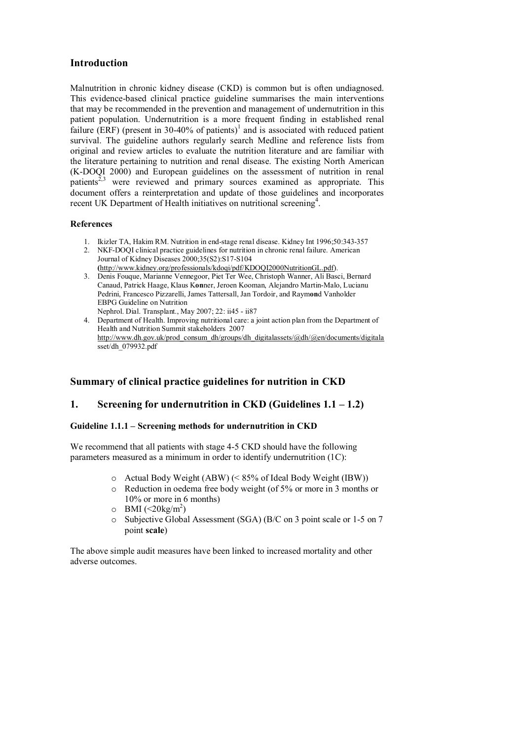## Introduction

Malnutrition in chronic kidney disease (CKD) is common but is often undiagnosed. This evidence-based clinical practice guideline summarises the main interventions that may be recommended in the prevention and management of undernutrition in this patient population. Undernutrition is a more frequent finding in established renal failure (ERF) (present in 30-40% of patients)[1] and is associated with reduced patient survival. The guideline authors regularly search Medline and reference lists from original and review articles to evaluate the nutrition literature and are familiar with the literature pertaining to nutrition and renal disease. The existing North American (K-DOQI 2000) and European guidelines on the assessment of nutrition in renal patients[2,3] were reviewed and primary sources examined as appropriate. This document offers a reinterpretation and update of those guidelines and incorporates recent UK Department of Health initiatives on nutritional screening[4].

### References

1. Ikizler TA, Hakim RM. Nutrition in end-stage renal disease. Kidney Int 1996;50:343-357
2. NKF-DOQI clinical practice guidelines for nutrition in chronic renal failure. American Journal of Kidney Diseases 2000;35(S2):S17-S104 (http://www.kidney.org/professionals/kdoqi/pdf/KDOQI2000NutritionGL.pdf).
3. Denis Fouque, Marianne Vennegoor, Piet Ter Wee, Christoph Wanner, Ali Basci, Bernard Canaud, Patrick Haage, Klaus Konner, Jeroen Kooman, Alejandro Martin-Malo, Lucianu Pedrini, Francesco Pizzarelli, James Tattersall, Jan Tordoir, and Raymond Vanholder EBPG Guideline on Nutrition Nephrol. Dial. Transplant., May 2007; 22: ii45 - ii87
4. Department of Health. Improving nutritional care: a joint action plan from the Department of Health and Nutrition Summit stakeholders 2007 http://www.dh.gov.uk/prod_consum_dh/groups/dh_digitalassets/@dh/@en/documents/digitalasset/dh_079932.pdf

## Summary of clinical practice guidelines for nutrition in CKD

## 1. Screening for undernutrition in CKD (Guidelines 1.1 – 1.2)

### Guideline 1.1.1 – Screening methods for undernutrition in CKD

We recommend that all patients with stage 4-5 CKD should have the following parameters measured as a minimum in order to identify undernutrition (1C):

- Actual Body Weight (ABW) (< 85% of Ideal Body Weight (IBW))
- Reduction in oedema free body weight (of 5% or more in 3 months or 10% or more in 6 months)
- BMI ($<20 kg/m^2$)
- Subjective Global Assessment (SGA) (B/C on 3 point scale or 1-5 on 7 point **scale**)

The above simple audit measures have been linked to increased mortality and other adverse outcomes.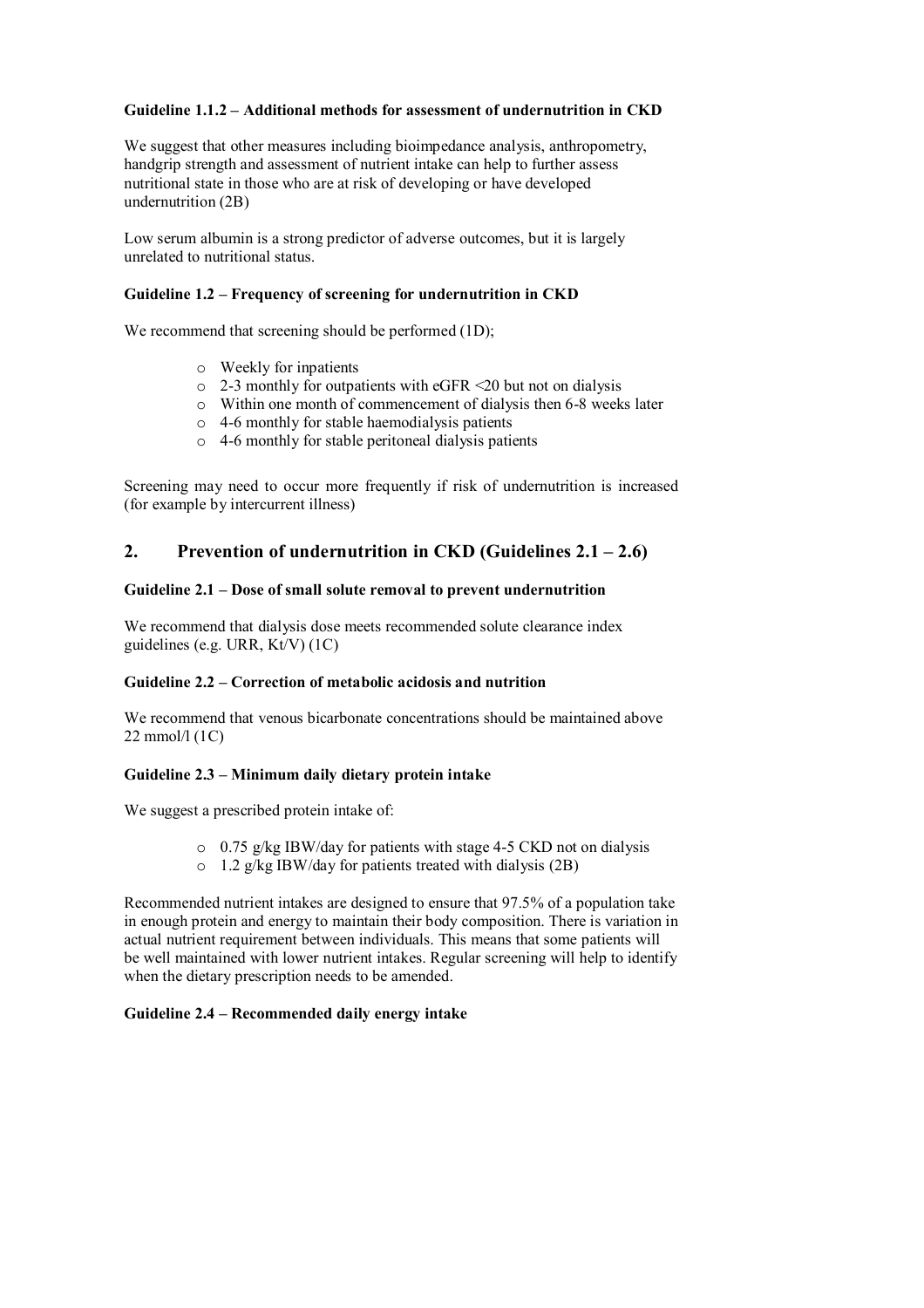#### Guideline 1.1.2 – Additional methods for assessment of undernutrition in CKD

We suggest that other measures including bioimpedance analysis, anthropometry, handgrip strength and assessment of nutrient intake can help to further assess nutritional state in those who are at risk of developing or have developed undernutrition (2B)

Low serum albumin is a strong predictor of adverse outcomes, but it is largely unrelated to nutritional status.

#### Guideline 1.2 – Frequency of screening for undernutrition in CKD

We recommend that screening should be performed (1D);

- Weekly for inpatients
- 2-3 monthly for outpatients with eGFR <20 but not on dialysis
- Within one month of commencement of dialysis then 6-8 weeks later
- 4-6 monthly for stable haemodialysis patients
- 4-6 monthly for stable peritoneal dialysis patients

Screening may need to occur more frequently if risk of undernutrition is increased (for example by intercurrent illness)

## 2. Prevention of undernutrition in CKD (Guidelines 2.1 – 2.6)

#### Guideline 2.1 – Dose of small solute removal to prevent undernutrition

We recommend that dialysis dose meets recommended solute clearance index guidelines (e.g. URR, Kt/V) (1C)

#### Guideline 2.2 – Correction of metabolic acidosis and nutrition

We recommend that venous bicarbonate concentrations should be maintained above 22 mmol/l (1C)

#### Guideline 2.3 – Minimum daily dietary protein intake

We suggest a prescribed protein intake of:

- 0.75 g/kg IBW/day for patients with stage 4-5 CKD not on dialysis
- 1.2 g/kg IBW/day for patients treated with dialysis (2B)

Recommended nutrient intakes are designed to ensure that 97.5% of a population take in enough protein and energy to maintain their body composition. There is variation in actual nutrient requirement between individuals. This means that some patients will be well maintained with lower nutrient intakes. Regular screening will help to identify when the dietary prescription needs to be amended.

#### Guideline 2.4 – Recommended daily energy intake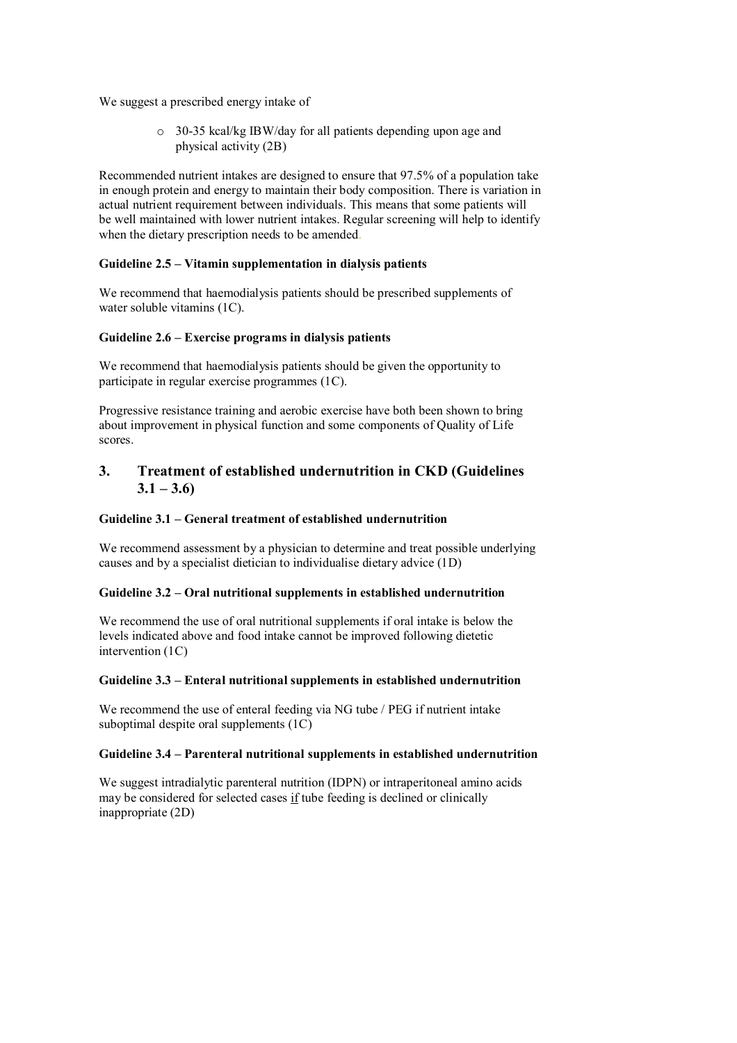We suggest a prescribed energy intake of

- 30-35 kcal/kg IBW/day for all patients depending upon age and physical activity (2B)

Recommended nutrient intakes are designed to ensure that 97.5% of a population take in enough protein and energy to maintain their body composition. There is variation in actual nutrient requirement between individuals. This means that some patients will be well maintained with lower nutrient intakes. Regular screening will help to identify when the dietary prescription needs to be amended.

**Guideline 2.5 – Vitamin supplementation in dialysis patients**

We recommend that haemodialysis patients should be prescribed supplements of water soluble vitamins (1C).

**Guideline 2.6 – Exercise programs in dialysis patients**

We recommend that haemodialysis patients should be given the opportunity to participate in regular exercise programmes (1C).

Progressive resistance training and aerobic exercise have both been shown to bring about improvement in physical function and some components of Quality of Life scores.

## 3. Treatment of established undernutrition in CKD (Guidelines 3.1 – 3.6)

**Guideline 3.1 – General treatment of established undernutrition**

We recommend assessment by a physician to determine and treat possible underlying causes and by a specialist dietician to individualise dietary advice (1D)

**Guideline 3.2 – Oral nutritional supplements in established undernutrition**

We recommend the use of oral nutritional supplements if oral intake is below the levels indicated above and food intake cannot be improved following dietetic intervention (1C)

**Guideline 3.3 – Enteral nutritional supplements in established undernutrition**

We recommend the use of enteral feeding via NG tube / PEG if nutrient intake suboptimal despite oral supplements (1C)

**Guideline 3.4 – Parenteral nutritional supplements in established undernutrition**

We suggest intradialytic parenteral nutrition (IDPN) or intraperitoneal amino acids may be considered for selected cases <u>if</u> tube feeding is declined or clinically inappropriate (2D)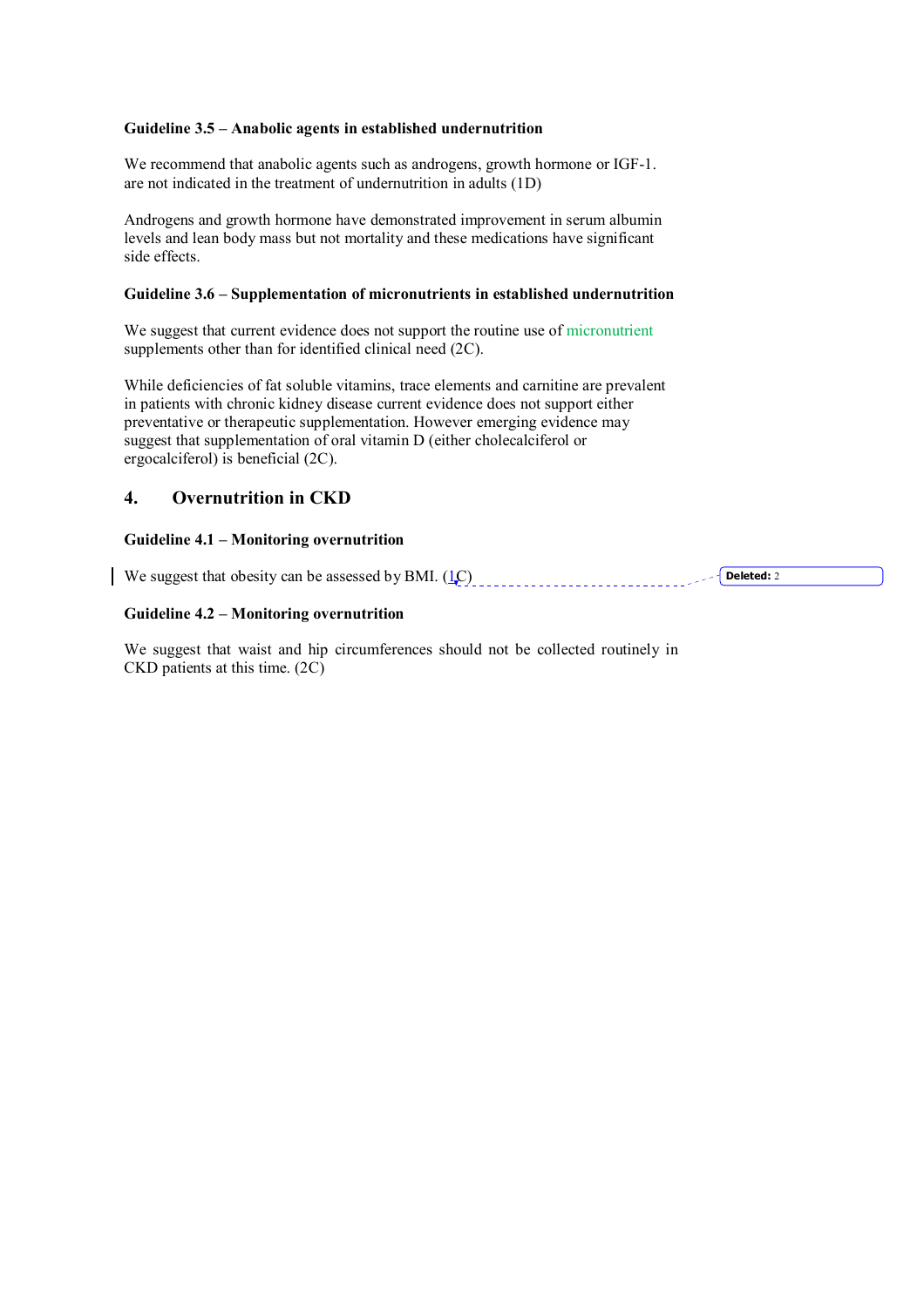**Guideline 3.5 – Anabolic agents in established undernutrition**

We recommend that anabolic agents such as androgens, growth hormone or IGF-1. are not indicated in the treatment of undernutrition in adults (1D)

Androgens and growth hormone have demonstrated improvement in serum albumin levels and lean body mass but not mortality and these medications have significant side effects.

**Guideline 3.6 – Supplementation of micronutrients in established undernutrition**

We suggest that current evidence does not support the routine use of micronutrient supplements other than for identified clinical need (2C).

While deficiencies of fat soluble vitamins, trace elements and carnitine are prevalent in patients with chronic kidney disease current evidence does not support either preventative or therapeutic supplementation. However emerging evidence may suggest that supplementation of oral vitamin D (either cholecalciferol or ergocalciferol) is beneficial (2C).

## 4. Overnutrition in CKD

**Guideline 4.1 – Monitoring overnutrition**

We suggest that obesity can be assessed by BMI. (1C)

**Guideline 4.2 – Monitoring overnutrition**

We suggest that waist and hip circumferences should not be collected routinely in CKD patients at this time. (2C)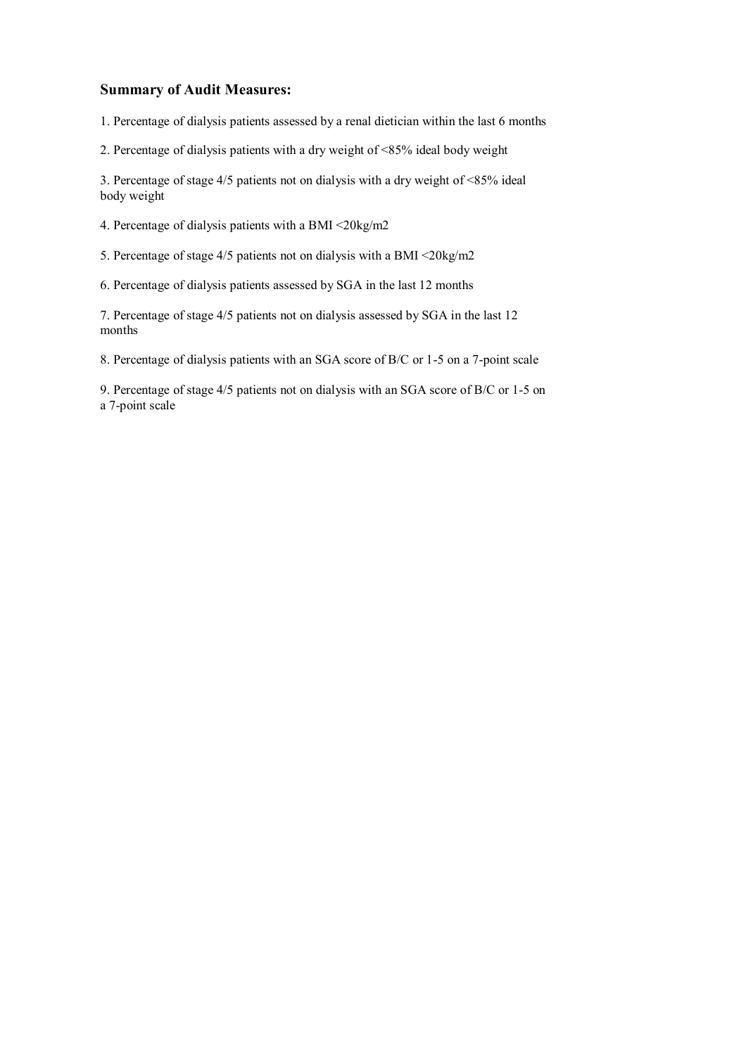### Summary of Audit Measures:

1. Percentage of dialysis patients assessed by a renal dietician within the last 6 months

2. Percentage of dialysis patients with a dry weight of <85% ideal body weight

3. Percentage of stage 4/5 patients not on dialysis with a dry weight of <85% ideal body weight

4. Percentage of dialysis patients with a BMI <20kg/m2

5. Percentage of stage 4/5 patients not on dialysis with a BMI <20kg/m2

6. Percentage of dialysis patients assessed by SGA in the last 12 months

7. Percentage of stage 4/5 patients not on dialysis assessed by SGA in the last 12 months

8. Percentage of dialysis patients with an SGA score of B/C or 1-5 on a 7-point scale

9. Percentage of stage 4/5 patients not on dialysis with an SGA score of B/C or 1-5 on a 7-point scale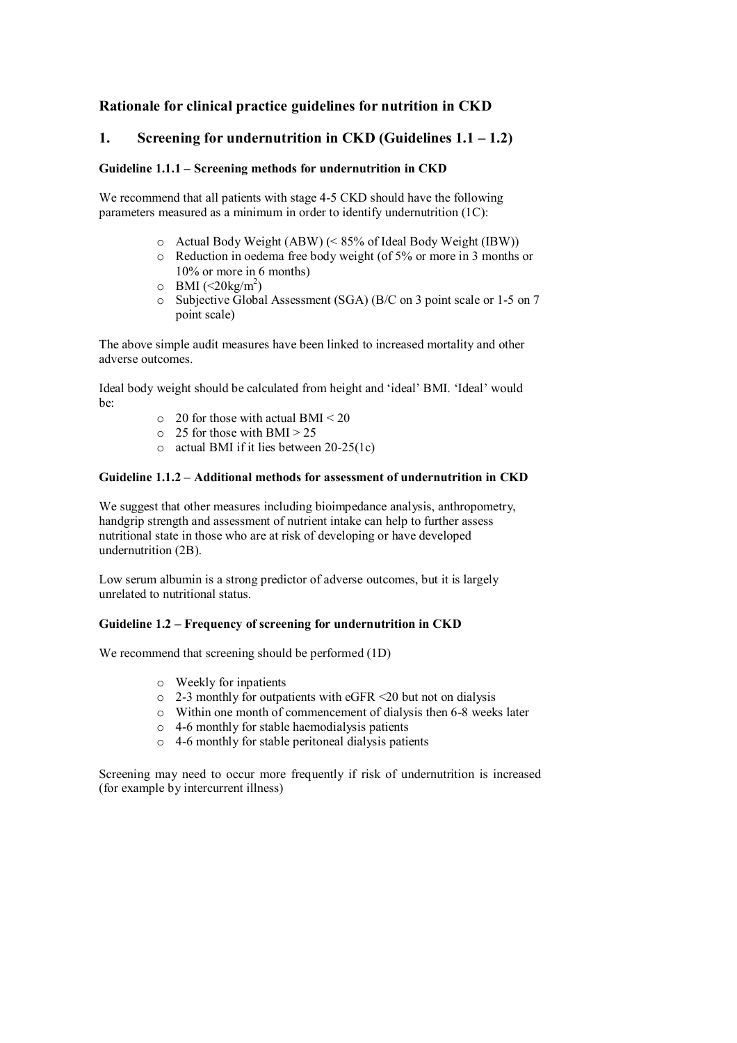## Rationale for clinical practice guidelines for nutrition in CKD

## 1. Screening for undernutrition in CKD (Guidelines 1.1 – 1.2)

#### Guideline 1.1.1 – Screening methods for undernutrition in CKD

We recommend that all patients with stage 4-5 CKD should have the following parameters measured as a minimum in order to identify undernutrition (1C):

- Actual Body Weight (ABW) (< 85% of Ideal Body Weight (IBW))
- Reduction in oedema free body weight (of 5% or more in 3 months or 10% or more in 6 months)
- BMI ($<20kg/m^2$)
- Subjective Global Assessment (SGA) (B/C on 3 point scale or 1-5 on 7 point scale)

The above simple audit measures have been linked to increased mortality and other adverse outcomes.

Ideal body weight should be calculated from height and 'ideal' BMI. 'Ideal' would be:

- 20 for those with actual BMI < 20
- 25 for those with BMI > 25
- actual BMI if it lies between 20-25(1c)

#### Guideline 1.1.2 – Additional methods for assessment of undernutrition in CKD

We suggest that other measures including bioimpedance analysis, anthropometry, handgrip strength and assessment of nutrient intake can help to further assess nutritional state in those who are at risk of developing or have developed undernutrition (2B).

Low serum albumin is a strong predictor of adverse outcomes, but it is largely unrelated to nutritional status.

#### Guideline 1.2 – Frequency of screening for undernutrition in CKD

We recommend that screening should be performed (1D)

- Weekly for inpatients
- 2-3 monthly for outpatients with eGFR <20 but not on dialysis
- Within one month of commencement of dialysis then 6-8 weeks later
- 4-6 monthly for stable haemodialysis patients
- 4-6 monthly for stable peritoneal dialysis patients

Screening may need to occur more frequently if risk of undernutrition is increased (for example by intercurrent illness)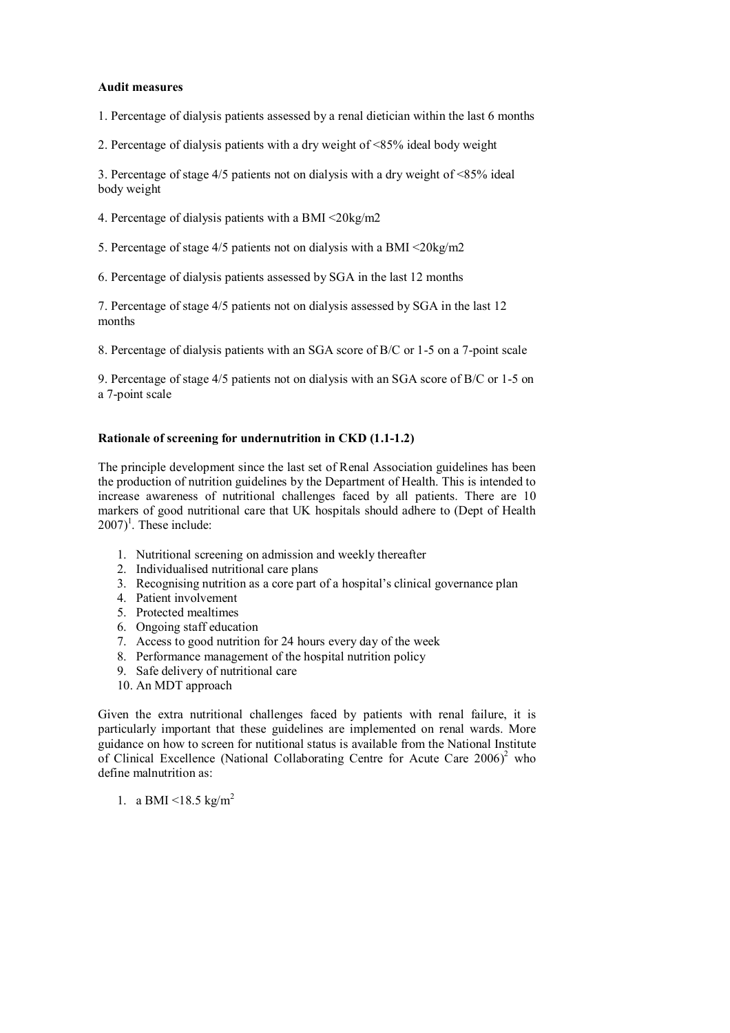**Audit measures**

1. Percentage of dialysis patients assessed by a renal dietician within the last 6 months

2. Percentage of dialysis patients with a dry weight of <85% ideal body weight

3. Percentage of stage 4/5 patients not on dialysis with a dry weight of <85% ideal body weight

4. Percentage of dialysis patients with a BMI <20kg/m2

5. Percentage of stage 4/5 patients not on dialysis with a BMI <20kg/m2

6. Percentage of dialysis patients assessed by SGA in the last 12 months

7. Percentage of stage 4/5 patients not on dialysis assessed by SGA in the last 12 months

8. Percentage of dialysis patients with an SGA score of B/C or 1-5 on a 7-point scale

9. Percentage of stage 4/5 patients not on dialysis with an SGA score of B/C or 1-5 on a 7-point scale

**Rationale of screening for undernutrition in CKD (1.1-1.2)**

The principle development since the last set of Renal Association guidelines has been the production of nutrition guidelines by the Department of Health. This is intended to increase awareness of nutritional challenges faced by all patients. There are 10 markers of good nutritional care that UK hospitals should adhere to (Dept of Health 2007)[1]. These include:

1. Nutritional screening on admission and weekly thereafter
2. Individualised nutritional care plans
3. Recognising nutrition as a core part of a hospital's clinical governance plan
4. Patient involvement
5. Protected mealtimes
6. Ongoing staff education
7. Access to good nutrition for 24 hours every day of the week
8. Performance management of the hospital nutrition policy
9. Safe delivery of nutritional care
10. An MDT approach

Given the extra nutritional challenges faced by patients with renal failure, it is particularly important that these guidelines are implemented on renal wards. More guidance on how to screen for nutitional status is available from the National Institute of Clinical Excellence (National Collaborating Centre for Acute Care 2006)[2] who define malnutrition as:

1. a BMI <18.5 kg/m$^2$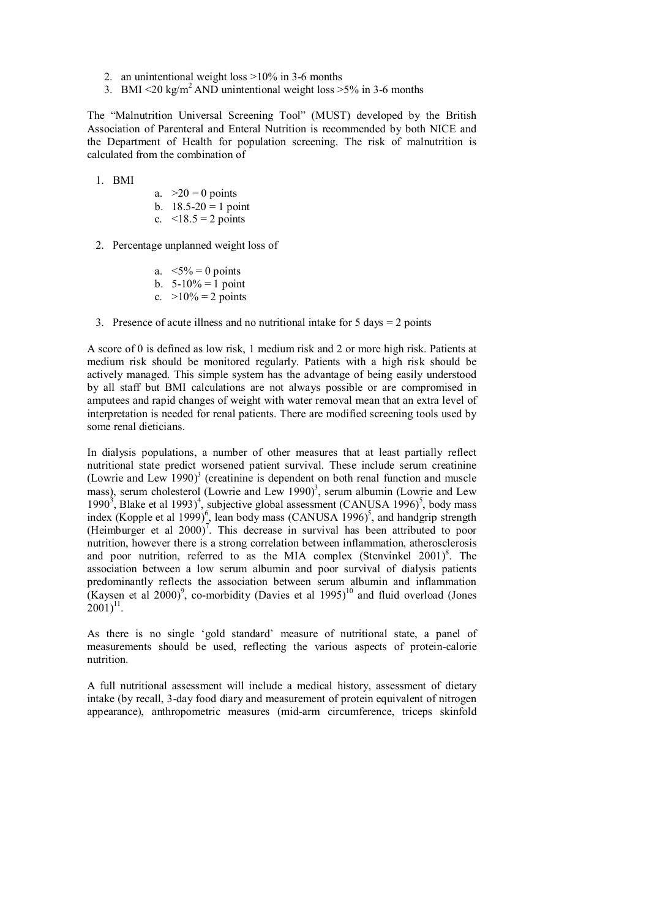2. an unintentional weight loss >10% in 3-6 months
3. BMI <20 kg/m$^2$ AND unintentional weight loss >5% in 3-6 months

The "Malnutrition Universal Screening Tool" (MUST) developed by the British Association of Parenteral and Enteral Nutrition is recommended by both NICE and the Department of Health for population screening. The risk of malnutrition is calculated from the combination of

1. BMI
   a. >20 = 0 points
   b. 18.5-20 = 1 point
   c. <18.5 = 2 points

2. Percentage unplanned weight loss of
   a. <5% = 0 points
   b. 5-10% = 1 point
   c. >10% = 2 points

3. Presence of acute illness and no nutritional intake for 5 days = 2 points

A score of 0 is defined as low risk, 1 medium risk and 2 or more high risk. Patients at medium risk should be monitored regularly. Patients with a high risk should be actively managed. This simple system has the advantage of being easily understood by all staff but BMI calculations are not always possible or are compromised in amputees and rapid changes of weight with water removal mean that an extra level of interpretation is needed for renal patients. There are modified screening tools used by some renal dieticians.

In dialysis populations, a number of other measures that at least partially reflect nutritional state predict worsened patient survival. These include serum creatinine (Lowrie and Lew 1990)[3] (creatinine is dependent on both renal function and muscle mass), serum cholesterol (Lowrie and Lew 1990)[3], serum albumin (Lowrie and Lew 1990[3], Blake et al 1993)[4], subjective global assessment (CANUSA 1996)[5], body mass index (Kopple et al 1999)[6], lean body mass (CANUSA 1996)[5], and handgrip strength (Heimburger et al 2000)[7]. This decrease in survival has been attributed to poor nutrition, however there is a strong correlation between inflammation, atherosclerosis and poor nutrition, referred to as the MIA complex (Stenvinkel 2001)[8]. The association between a low serum albumin and poor survival of dialysis patients predominantly reflects the association between serum albumin and inflammation (Kaysen et al 2000)[9], co-morbidity (Davies et al 1995)[10] and fluid overload (Jones 2001)[11].

As there is no single 'gold standard' measure of nutritional state, a panel of measurements should be used, reflecting the various aspects of protein-calorie nutrition.

A full nutritional assessment will include a medical history, assessment of dietary intake (by recall, 3-day food diary and measurement of protein equivalent of nitrogen appearance), anthropometric measures (mid-arm circumference, triceps skinfold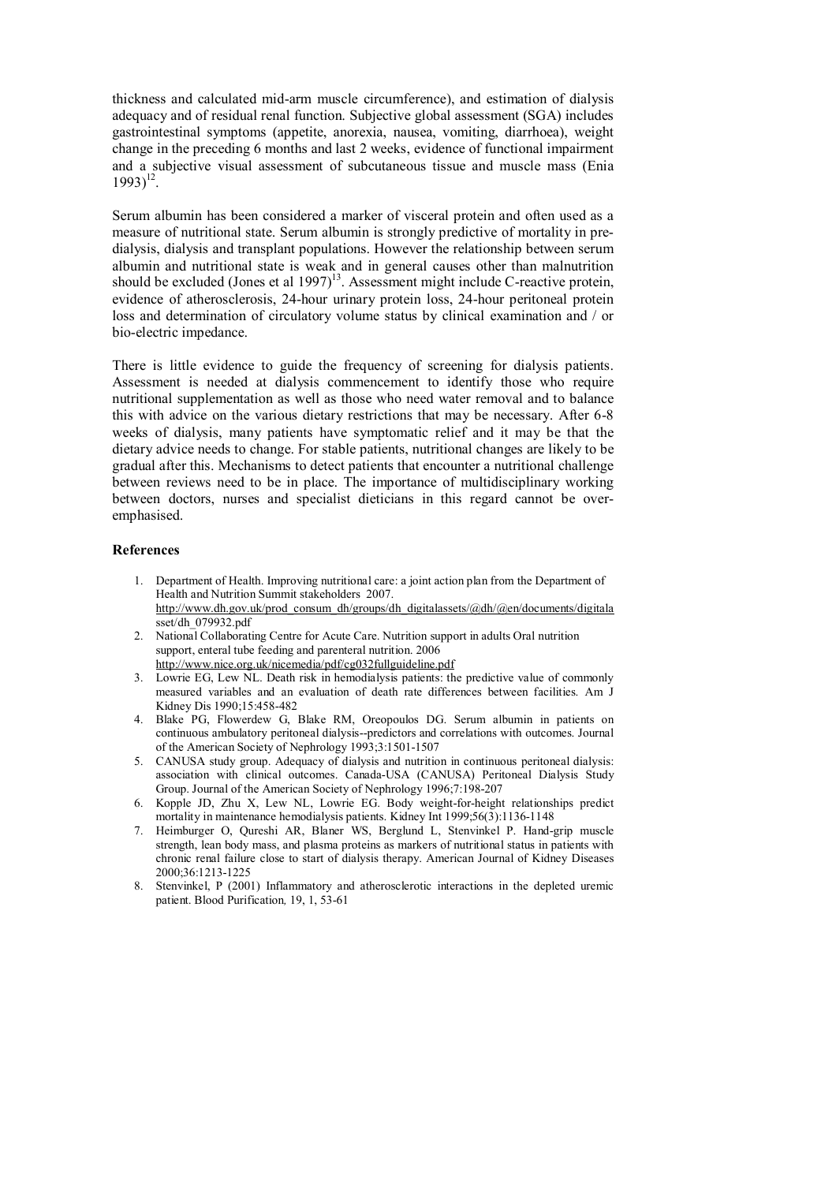thickness and calculated mid-arm muscle circumference), and estimation of dialysis adequacy and of residual renal function. Subjective global assessment (SGA) includes gastrointestinal symptoms (appetite, anorexia, nausea, vomiting, diarrhoea), weight change in the preceding 6 months and last 2 weeks, evidence of functional impairment and a subjective visual assessment of subcutaneous tissue and muscle mass (Enia 1993)[12].

Serum albumin has been considered a marker of visceral protein and often used as a measure of nutritional state. Serum albumin is strongly predictive of mortality in pre-dialysis, dialysis and transplant populations. However the relationship between serum albumin and nutritional state is weak and in general causes other than malnutrition should be excluded (Jones et al 1997)[13]. Assessment might include C-reactive protein, evidence of atherosclerosis, 24-hour urinary protein loss, 24-hour peritoneal protein loss and determination of circulatory volume status by clinical examination and / or bio-electric impedance.

There is little evidence to guide the frequency of screening for dialysis patients. Assessment is needed at dialysis commencement to identify those who require nutritional supplementation as well as those who need water removal and to balance this with advice on the various dietary restrictions that may be necessary. After 6-8 weeks of dialysis, many patients have symptomatic relief and it may be that the dietary advice needs to change. For stable patients, nutritional changes are likely to be gradual after this. Mechanisms to detect patients that encounter a nutritional challenge between reviews need to be in place. The importance of multidisciplinary working between doctors, nurses and specialist dieticians in this regard cannot be over-emphasised.

### References

1. Department of Health. Improving nutritional care: a joint action plan from the Department of Health and Nutrition Summit stakeholders 2007. http://www.dh.gov.uk/prod_consum_dh/groups/dh_digitalassets/@dh/@en/documents/digitalasset/dh_079932.pdf
2. National Collaborating Centre for Acute Care. Nutrition support in adults Oral nutrition support, enteral tube feeding and parenteral nutrition. 2006 http://www.nice.org.uk/nicemedia/pdf/cg032fullguideline.pdf
3. Lowrie EG, Lew NL. Death risk in hemodialysis patients: the predictive value of commonly measured variables and an evaluation of death rate differences between facilities. Am J Kidney Dis 1990;15:458-482
4. Blake PG, Flowerdew G, Blake RM, Oreopoulos DG. Serum albumin in patients on continuous ambulatory peritoneal dialysis--predictors and correlations with outcomes. Journal of the American Society of Nephrology 1993;3:1501-1507
5. CANUSA study group. Adequacy of dialysis and nutrition in continuous peritoneal dialysis: association with clinical outcomes. Canada-USA (CANUSA) Peritoneal Dialysis Study Group. Journal of the American Society of Nephrology 1996;7:198-207
6. Kopple JD, Zhu X, Lew NL, Lowrie EG. Body weight-for-height relationships predict mortality in maintenance hemodialysis patients. Kidney Int 1999;56(3):1136-1148
7. Heimburger O, Qureshi AR, Blaner WS, Berglund L, Stenvinkel P. Hand-grip muscle strength, lean body mass, and plasma proteins as markers of nutritional status in patients with chronic renal failure close to start of dialysis therapy. American Journal of Kidney Diseases 2000;36:1213-1225
8. Stenvinkel, P (2001) Inflammatory and atherosclerotic interactions in the depleted uremic patient. Blood Purification*,* 19, 1, 53-61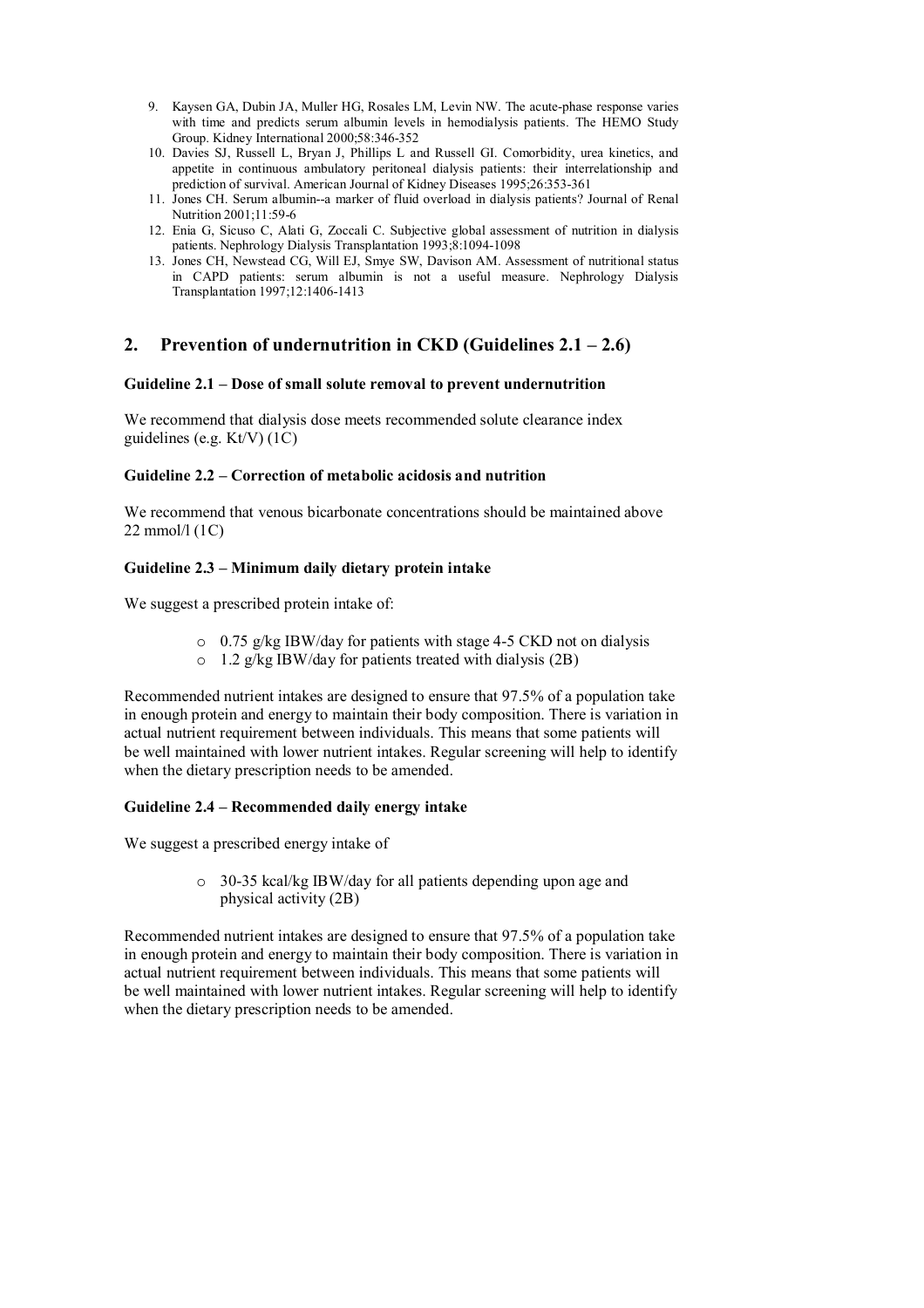9. Kaysen GA, Dubin JA, Muller HG, Rosales LM, Levin NW. The acute-phase response varies with time and predicts serum albumin levels in hemodialysis patients. The HEMO Study Group. Kidney International 2000;58:346-352
10. Davies SJ, Russell L, Bryan J, Phillips L and Russell GI. Comorbidity, urea kinetics, and appetite in continuous ambulatory peritoneal dialysis patients: their interrelationship and prediction of survival. American Journal of Kidney Diseases 1995;26:353-361
11. Jones CH. Serum albumin--a marker of fluid overload in dialysis patients? Journal of Renal Nutrition 2001;11:59-6
12. Enia G, Sicuso C, Alati G, Zoccali C. Subjective global assessment of nutrition in dialysis patients. Nephrology Dialysis Transplantation 1993;8:1094-1098
13. Jones CH, Newstead CG, Will EJ, Smye SW, Davison AM. Assessment of nutritional status in CAPD patients: serum albumin is not a useful measure. Nephrology Dialysis Transplantation 1997;12:1406-1413

## 2. Prevention of undernutrition in CKD (Guidelines 2.1 – 2.6)

### Guideline 2.1 – Dose of small solute removal to prevent undernutrition

We recommend that dialysis dose meets recommended solute clearance index guidelines (e.g. Kt/V) (1C)

### Guideline 2.2 – Correction of metabolic acidosis and nutrition

We recommend that venous bicarbonate concentrations should be maintained above 22 mmol/l (1C)

### Guideline 2.3 – Minimum daily dietary protein intake

We suggest a prescribed protein intake of:

- 0.75 g/kg IBW/day for patients with stage 4-5 CKD not on dialysis
- 1.2 g/kg IBW/day for patients treated with dialysis (2B)

Recommended nutrient intakes are designed to ensure that 97.5% of a population take in enough protein and energy to maintain their body composition. There is variation in actual nutrient requirement between individuals. This means that some patients will be well maintained with lower nutrient intakes. Regular screening will help to identify when the dietary prescription needs to be amended.

### Guideline 2.4 – Recommended daily energy intake

We suggest a prescribed energy intake of

- 30-35 kcal/kg IBW/day for all patients depending upon age and physical activity (2B)

Recommended nutrient intakes are designed to ensure that 97.5% of a population take in enough protein and energy to maintain their body composition. There is variation in actual nutrient requirement between individuals. This means that some patients will be well maintained with lower nutrient intakes. Regular screening will help to identify when the dietary prescription needs to be amended.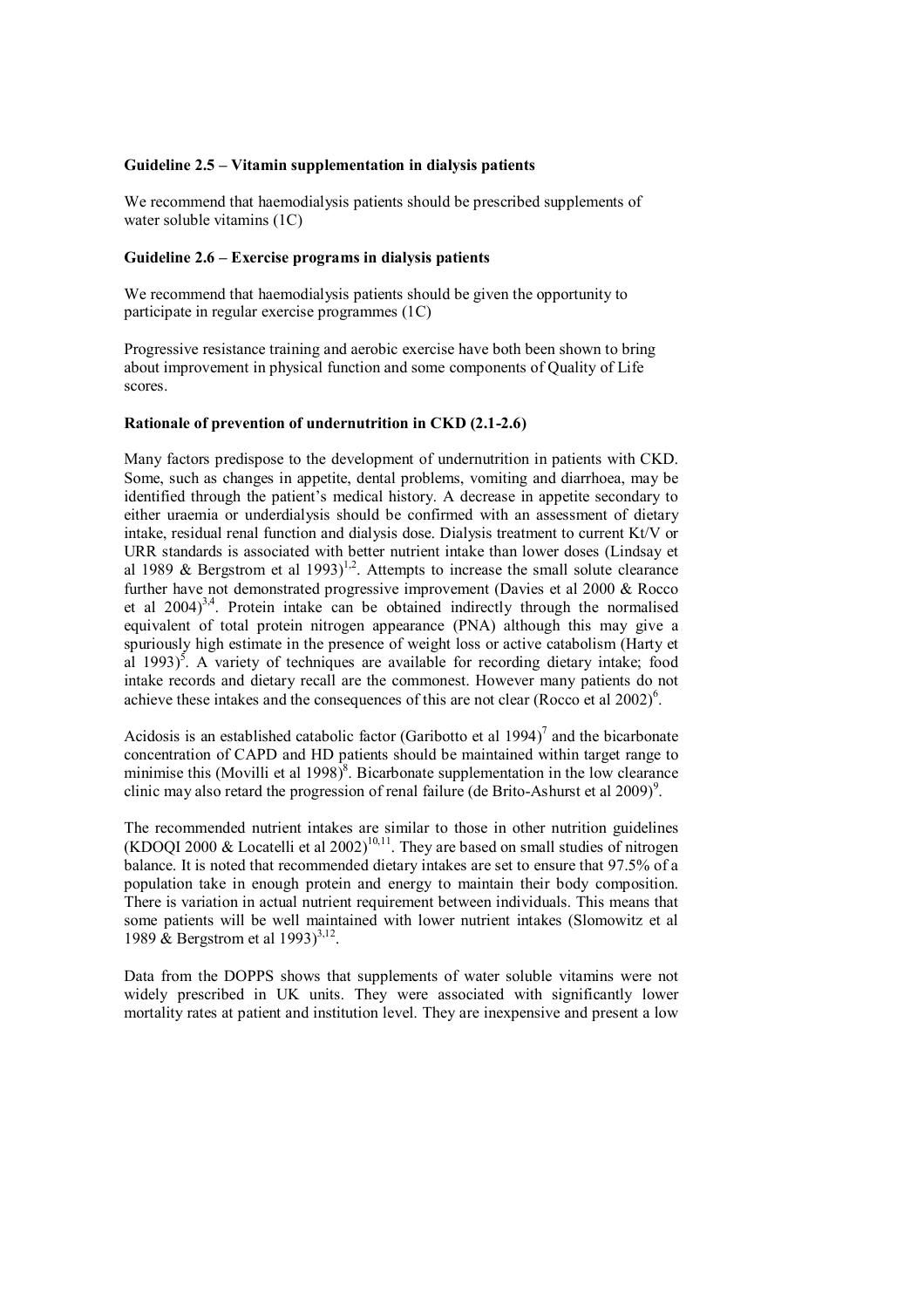### Guideline 2.5 – Vitamin supplementation in dialysis patients

We recommend that haemodialysis patients should be prescribed supplements of water soluble vitamins (1C)

### Guideline 2.6 – Exercise programs in dialysis patients

We recommend that haemodialysis patients should be given the opportunity to participate in regular exercise programmes (1C)

Progressive resistance training and aerobic exercise have both been shown to bring about improvement in physical function and some components of Quality of Life scores.

### Rationale of prevention of undernutrition in CKD (2.1-2.6)

Many factors predispose to the development of undernutrition in patients with CKD. Some, such as changes in appetite, dental problems, vomiting and diarrhoea, may be identified through the patient's medical history. A decrease in appetite secondary to either uraemia or underdialysis should be confirmed with an assessment of dietary intake, residual renal function and dialysis dose. Dialysis treatment to current Kt/V or URR standards is associated with better nutrient intake than lower doses (Lindsay et al 1989 & Bergstrom et al 1993)[1,2]. Attempts to increase the small solute clearance further have not demonstrated progressive improvement (Davies et al 2000 & Rocco et al 2004)[3,4]. Protein intake can be obtained indirectly through the normalised equivalent of total protein nitrogen appearance (PNA) although this may give a spuriously high estimate in the presence of weight loss or active catabolism (Harty et al 1993)[5]. A variety of techniques are available for recording dietary intake; food intake records and dietary recall are the commonest. However many patients do not achieve these intakes and the consequences of this are not clear (Rocco et al 2002)[6].

Acidosis is an established catabolic factor (Garibotto et al 1994)[7] and the bicarbonate concentration of CAPD and HD patients should be maintained within target range to minimise this (Movilli et al 1998)[8]. Bicarbonate supplementation in the low clearance clinic may also retard the progression of renal failure (de Brito-Ashurst et al 2009)[9].

The recommended nutrient intakes are similar to those in other nutrition guidelines (KDOQI 2000 & Locatelli et al 2002)[10,11]. They are based on small studies of nitrogen balance. It is noted that recommended dietary intakes are set to ensure that 97.5% of a population take in enough protein and energy to maintain their body composition. There is variation in actual nutrient requirement between individuals. This means that some patients will be well maintained with lower nutrient intakes (Slomowitz et al 1989 & Bergstrom et al 1993)[3,12].

Data from the DOPPS shows that supplements of water soluble vitamins were not widely prescribed in UK units. They were associated with significantly lower mortality rates at patient and institution level. They are inexpensive and present a low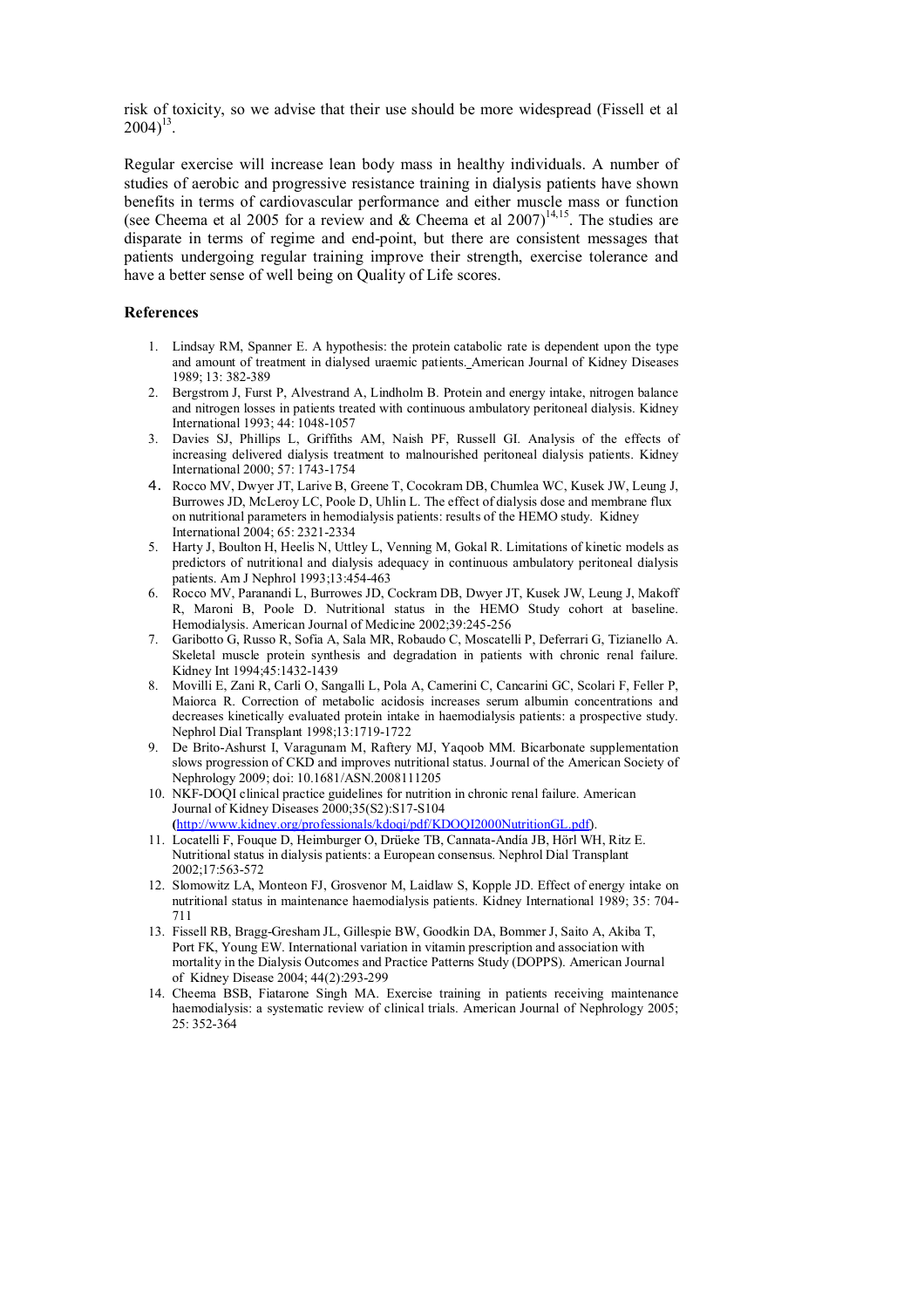risk of toxicity, so we advise that their use should be more widespread (Fissell et al 2004)[13].

Regular exercise will increase lean body mass in healthy individuals. A number of studies of aerobic and progressive resistance training in dialysis patients have shown benefits in terms of cardiovascular performance and either muscle mass or function (see Cheema et al 2005 for a review and & Cheema et al 2007)[14,15]. The studies are disparate in terms of regime and end-point, but there are consistent messages that patients undergoing regular training improve their strength, exercise tolerance and have a better sense of well being on Quality of Life scores.

### References

1. Lindsay RM, Spanner E. A hypothesis: the protein catabolic rate is dependent upon the type and amount of treatment in dialysed uraemic patients. American Journal of Kidney Diseases 1989; 13: 382-389
2. Bergstrom J, Furst P, Alvestrand A, Lindholm B. Protein and energy intake, nitrogen balance and nitrogen losses in patients treated with continuous ambulatory peritoneal dialysis. Kidney International 1993; 44: 1048-1057
3. Davies SJ, Phillips L, Griffiths AM, Naish PF, Russell GI. Analysis of the effects of increasing delivered dialysis treatment to malnourished peritoneal dialysis patients. Kidney International 2000; 57: 1743-1754
4. Rocco MV, Dwyer JT, Larive B, Greene T, Cocokram DB, Chumlea WC, Kusek JW, Leung J, Burrowes JD, McLeroy LC, Poole D, Uhlin L. The effect of dialysis dose and membrane flux on nutritional parameters in hemodialysis patients: results of the HEMO study. Kidney International 2004; 65: 2321-2334
5. Harty J, Boulton H, Heelis N, Uttley L, Venning M, Gokal R. Limitations of kinetic models as predictors of nutritional and dialysis adequacy in continuous ambulatory peritoneal dialysis patients. Am J Nephrol 1993;13:454-463
6. Rocco MV, Paranandi L, Burrowes JD, Cockram DB, Dwyer JT, Kusek JW, Leung J, Makoff R, Maroni B, Poole D. Nutritional status in the HEMO Study cohort at baseline. Hemodialysis. American Journal of Medicine 2002;39:245-256
7. Garibotto G, Russo R, Sofia A, Sala MR, Robaudo C, Moscatelli P, Deferrari G, Tizianello A. Skeletal muscle protein synthesis and degradation in patients with chronic renal failure. Kidney Int 1994;45:1432-1439
8. Movilli E, Zani R, Carli O, Sangalli L, Pola A, Camerini C, Cancarini GC, Scolari F, Feller P, Maiorca R. Correction of metabolic acidosis increases serum albumin concentrations and decreases kinetically evaluated protein intake in haemodialysis patients: a prospective study. Nephrol Dial Transplant 1998;13:1719-1722
9. De Brito-Ashurst I, Varagunam M, Raftery MJ, Yaqoob MM. Bicarbonate supplementation slows progression of CKD and improves nutritional status. Journal of the American Society of Nephrology 2009; doi: 10.1681/ASN.2008111205
10. NKF-DOQI clinical practice guidelines for nutrition in chronic renal failure. American Journal of Kidney Diseases 2000;35(S2):S17-S104 (http://www.kidney.org/professionals/kdoqi/pdf/KDOQI2000NutritionGL.pdf).
11. Locatelli F, Fouque D, Heimburger O, Drüeke TB, Cannata-Andía JB, Hörl WH, Ritz E. Nutritional status in dialysis patients: a European consensus. Nephrol Dial Transplant 2002;17:563-572
12. Slomowitz LA, Monteon FJ, Grosvenor M, Laidlaw S, Kopple JD. Effect of energy intake on nutritional status in maintenance haemodialysis patients. Kidney International 1989; 35: 704-711
13. Fissell RB, Bragg-Gresham JL, Gillespie BW, Goodkin DA, Bommer J, Saito A, Akiba T, Port FK, Young EW. International variation in vitamin prescription and association with mortality in the Dialysis Outcomes and Practice Patterns Study (DOPPS). American Journal of Kidney Disease 2004; 44(2):293-299
14. Cheema BSB, Fiatarone Singh MA. Exercise training in patients receiving maintenance haemodialysis: a systematic review of clinical trials. American Journal of Nephrology 2005; 25: 352-364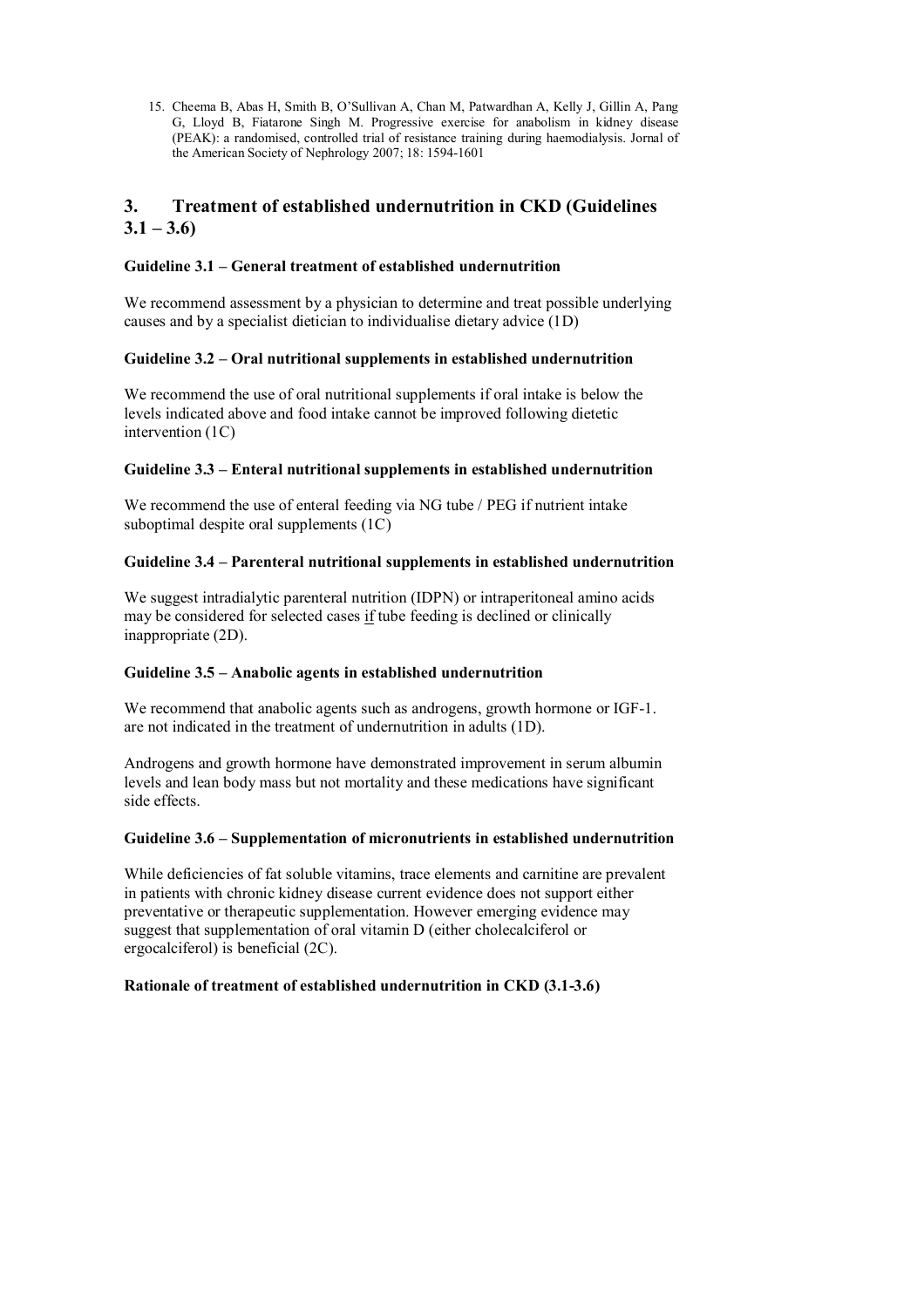15. Cheema B, Abas H, Smith B, O'Sullivan A, Chan M, Patwardhan A, Kelly J, Gillin A, Pang G, Lloyd B, Fiatarone Singh M. Progressive exercise for anabolism in kidney disease (PEAK): a randomised, controlled trial of resistance training during haemodialysis. Jornal of the American Society of Nephrology 2007; 18: 1594-1601

## 3. Treatment of established undernutrition in CKD (Guidelines 3.1 – 3.6)

**Guideline 3.1 – General treatment of established undernutrition**

We recommend assessment by a physician to determine and treat possible underlying causes and by a specialist dietician to individualise dietary advice (1D)

**Guideline 3.2 – Oral nutritional supplements in established undernutrition**

We recommend the use of oral nutritional supplements if oral intake is below the levels indicated above and food intake cannot be improved following dietetic intervention (1C)

**Guideline 3.3 – Enteral nutritional supplements in established undernutrition**

We recommend the use of enteral feeding via NG tube / PEG if nutrient intake suboptimal despite oral supplements (1C)

**Guideline 3.4 – Parenteral nutritional supplements in established undernutrition**

We suggest intradialytic parenteral nutrition (IDPN) or intraperitoneal amino acids may be considered for selected cases <u>if</u> tube feeding is declined or clinically inappropriate (2D).

**Guideline 3.5 – Anabolic agents in established undernutrition**

We recommend that anabolic agents such as androgens, growth hormone or IGF-1. are not indicated in the treatment of undernutrition in adults (1D).

Androgens and growth hormone have demonstrated improvement in serum albumin levels and lean body mass but not mortality and these medications have significant side effects.

**Guideline 3.6 – Supplementation of micronutrients in established undernutrition**

While deficiencies of fat soluble vitamins, trace elements and carnitine are prevalent in patients with chronic kidney disease current evidence does not support either preventative or therapeutic supplementation. However emerging evidence may suggest that supplementation of oral vitamin D (either cholecalciferol or ergocalciferol) is beneficial (2C).

**Rationale of treatment of established undernutrition in CKD (3.1-3.6)**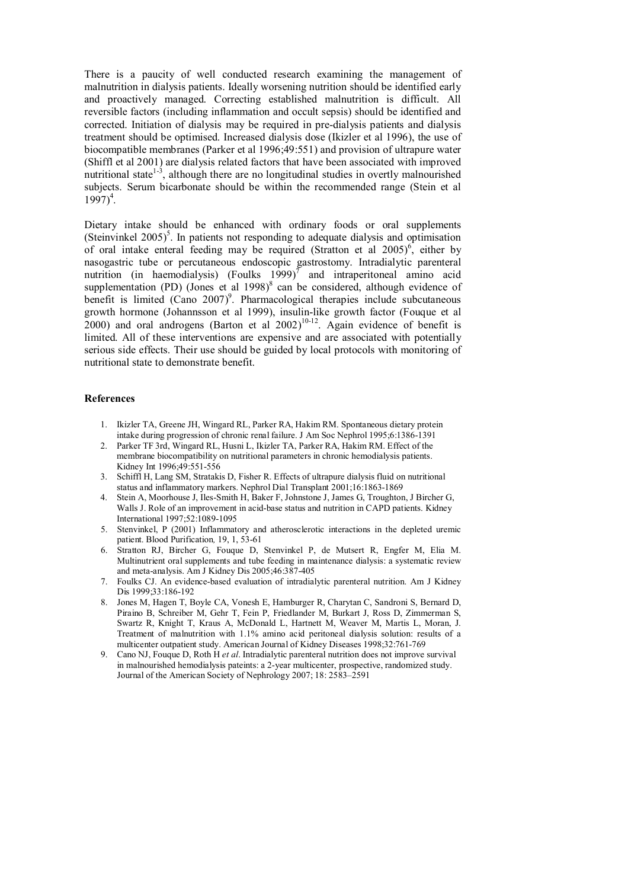There is a paucity of well conducted research examining the management of malnutrition in dialysis patients. Ideally worsening nutrition should be identified early and proactively managed. Correcting established malnutrition is difficult. All reversible factors (including inflammation and occult sepsis) should be identified and corrected. Initiation of dialysis may be required in pre-dialysis patients and dialysis treatment should be optimised. Increased dialysis dose (Ikizler et al 1996), the use of biocompatible membranes (Parker et al 1996;49:551) and provision of ultrapure water (Shiffl et al 2001) are dialysis related factors that have been associated with improved nutritional state[1-3], although there are no longitudinal studies in overtly malnourished subjects. Serum bicarbonate should be within the recommended range (Stein et al 1997)[4].

Dietary intake should be enhanced with ordinary foods or oral supplements (Steinvinkel 2005)[5]. In patients not responding to adequate dialysis and optimisation of oral intake enteral feeding may be required (Stratton et al 2005)[6], either by nasogastric tube or percutaneous endoscopic gastrostomy. Intradialytic parenteral nutrition (in haemodialysis) (Foulks 1999)[7] and intraperitoneal amino acid supplementation (PD) (Jones et al 1998)[8] can be considered, although evidence of benefit is limited (Cano 2007)[9]. Pharmacological therapies include subcutaneous growth hormone (Johannsson et al 1999), insulin-like growth factor (Fouque et al 2000) and oral androgens (Barton et al 2002)[10-12]. Again evidence of benefit is limited. All of these interventions are expensive and are associated with potentially serious side effects. Their use should be guided by local protocols with monitoring of nutritional state to demonstrate benefit.

### References

1. Ikizler TA, Greene JH, Wingard RL, Parker RA, Hakim RM. Spontaneous dietary protein intake during progression of chronic renal failure. J Am Soc Nephrol 1995;6:1386-1391
2. Parker TF 3rd, Wingard RL, Husni L, Ikizler TA, Parker RA, Hakim RM. Effect of the membrane biocompatibility on nutritional parameters in chronic hemodialysis patients. Kidney Int 1996;49:551-556
3. Schiffl H, Lang SM, Stratakis D, Fisher R. Effects of ultrapure dialysis fluid on nutritional status and inflammatory markers. Nephrol Dial Transplant 2001;16:1863-1869
4. Stein A, Moorhouse J, Iles-Smith H, Baker F, Johnstone J, James G, Troughton, J Bircher G, Walls J. Role of an improvement in acid-base status and nutrition in CAPD patients. Kidney International 1997;52:1089-1095
5. Stenvinkel, P (2001) Inflammatory and atherosclerotic interactions in the depleted uremic patient. Blood Purification*,* 19, 1, 53-61
6. Stratton RJ, Bircher G, Fouque D, Stenvinkel P, de Mutsert R, Engfer M, Elia M. Multinutrient oral supplements and tube feeding in maintenance dialysis: a systematic review and meta-analysis. Am J Kidney Dis 2005;46:387-405
7. Foulks CJ. An evidence-based evaluation of intradialytic parenteral nutrition. Am J Kidney Dis 1999;33:186-192
8. Jones M, Hagen T, Boyle CA, Vonesh E, Hamburger R, Charytan C, Sandroni S, Bernard D, Piraino B, Schreiber M, Gehr T, Fein P, Friedlander M, Burkart J, Ross D, Zimmerman S, Swartz R, Knight T, Kraus A, McDonald L, Hartnett M, Weaver M, Martis L, Moran, J. Treatment of malnutrition with 1.1% amino acid peritoneal dialysis solution: results of a multicenter outpatient study. American Journal of Kidney Diseases 1998;32:761-769
9. Cano NJ, Fouque D, Roth H *et al*. Intradialytic parenteral nutrition does not improve survival in malnourished hemodialysis pateints: a 2-year multicenter, prospective, randomized study. Journal of the American Society of Nephrology 2007; 18: 2583–2591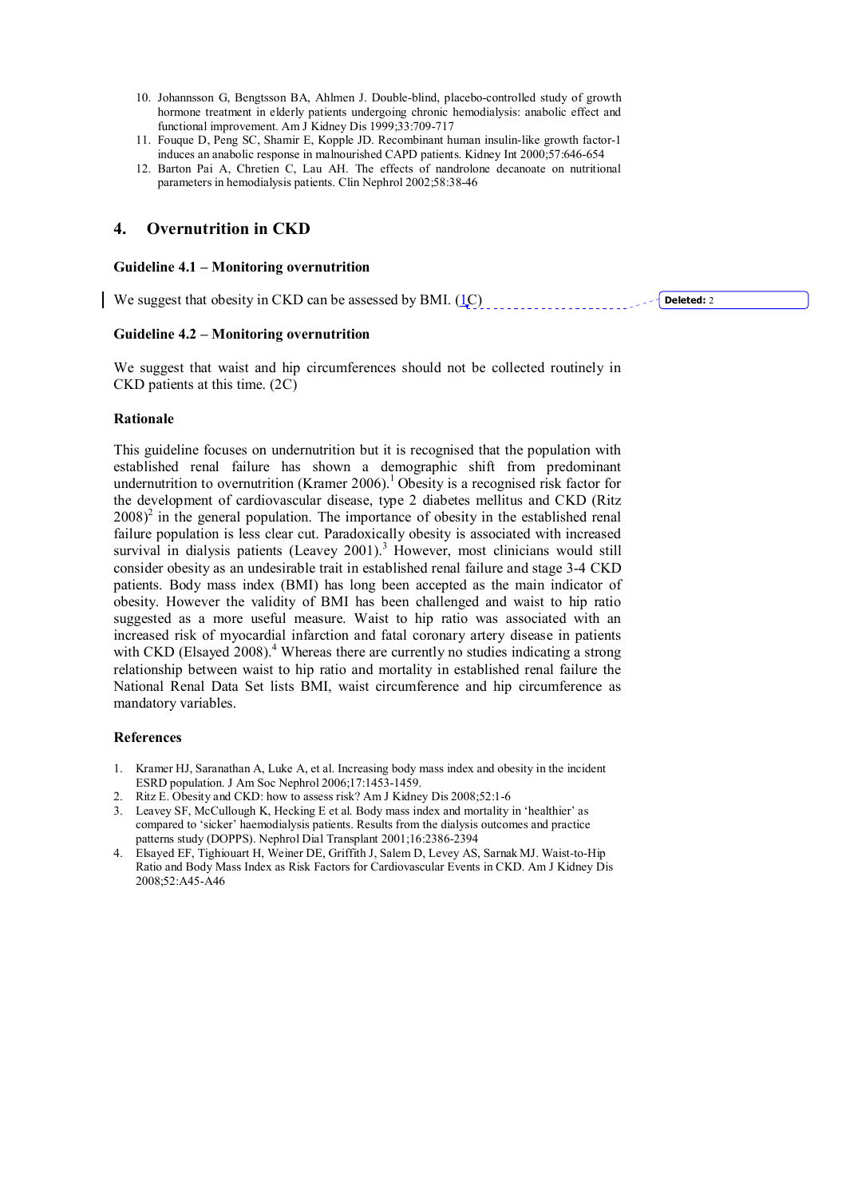10. Johannsson G, Bengtsson BA, Ahlmen J. Double-blind, placebo-controlled study of growth hormone treatment in elderly patients undergoing chronic hemodialysis: anabolic effect and functional improvement. Am J Kidney Dis 1999;33:709-717
11. Fouque D, Peng SC, Shamir E, Kopple JD. Recombinant human insulin-like growth factor-1 induces an anabolic response in malnourished CAPD patients. Kidney Int 2000;57:646-654
12. Barton Pai A, Chretien C, Lau AH. The effects of nandrolone decanoate on nutritional parameters in hemodialysis patients. Clin Nephrol 2002;58:38-46

## 4. Overnutrition in CKD

### Guideline 4.1 – Monitoring overnutrition

We suggest that obesity in CKD can be assessed by BMI. (1C)

Deleted: 2

### Guideline 4.2 – Monitoring overnutrition

We suggest that waist and hip circumferences should not be collected routinely in CKD patients at this time. (2C)

### Rationale

This guideline focuses on undernutrition but it is recognised that the population with established renal failure has shown a demographic shift from predominant undernutrition to overnutrition (Kramer 2006).[1] Obesity is a recognised risk factor for the development of cardiovascular disease, type 2 diabetes mellitus and CKD (Ritz 2008)[2] in the general population. The importance of obesity in the established renal failure population is less clear cut. Paradoxically obesity is associated with increased survival in dialysis patients (Leavey 2001).[3] However, most clinicians would still consider obesity as an undesirable trait in established renal failure and stage 3-4 CKD patients. Body mass index (BMI) has long been accepted as the main indicator of obesity. However the validity of BMI has been challenged and waist to hip ratio suggested as a more useful measure. Waist to hip ratio was associated with an increased risk of myocardial infarction and fatal coronary artery disease in patients with CKD (Elsayed 2008).[4] Whereas there are currently no studies indicating a strong relationship between waist to hip ratio and mortality in established renal failure the National Renal Data Set lists BMI, waist circumference and hip circumference as mandatory variables.

### References

1. Kramer HJ, Saranathan A, Luke A, et al. Increasing body mass index and obesity in the incident ESRD population. J Am Soc Nephrol 2006;17:1453-1459.
2. Ritz E. Obesity and CKD: how to assess risk? Am J Kidney Dis 2008;52:1-6
3. Leavey SF, McCullough K, Hecking E et al. Body mass index and mortality in 'healthier' as compared to 'sicker' haemodialysis patients. Results from the dialysis outcomes and practice patterns study (DOPPS). Nephrol Dial Transplant 2001;16:2386-2394
4. Elsayed EF, Tighiouart H, Weiner DE, Griffith J, Salem D, Levey AS, Sarnak MJ. Waist-to-Hip Ratio and Body Mass Index as Risk Factors for Cardiovascular Events in CKD. Am J Kidney Dis 2008;52:A45-A46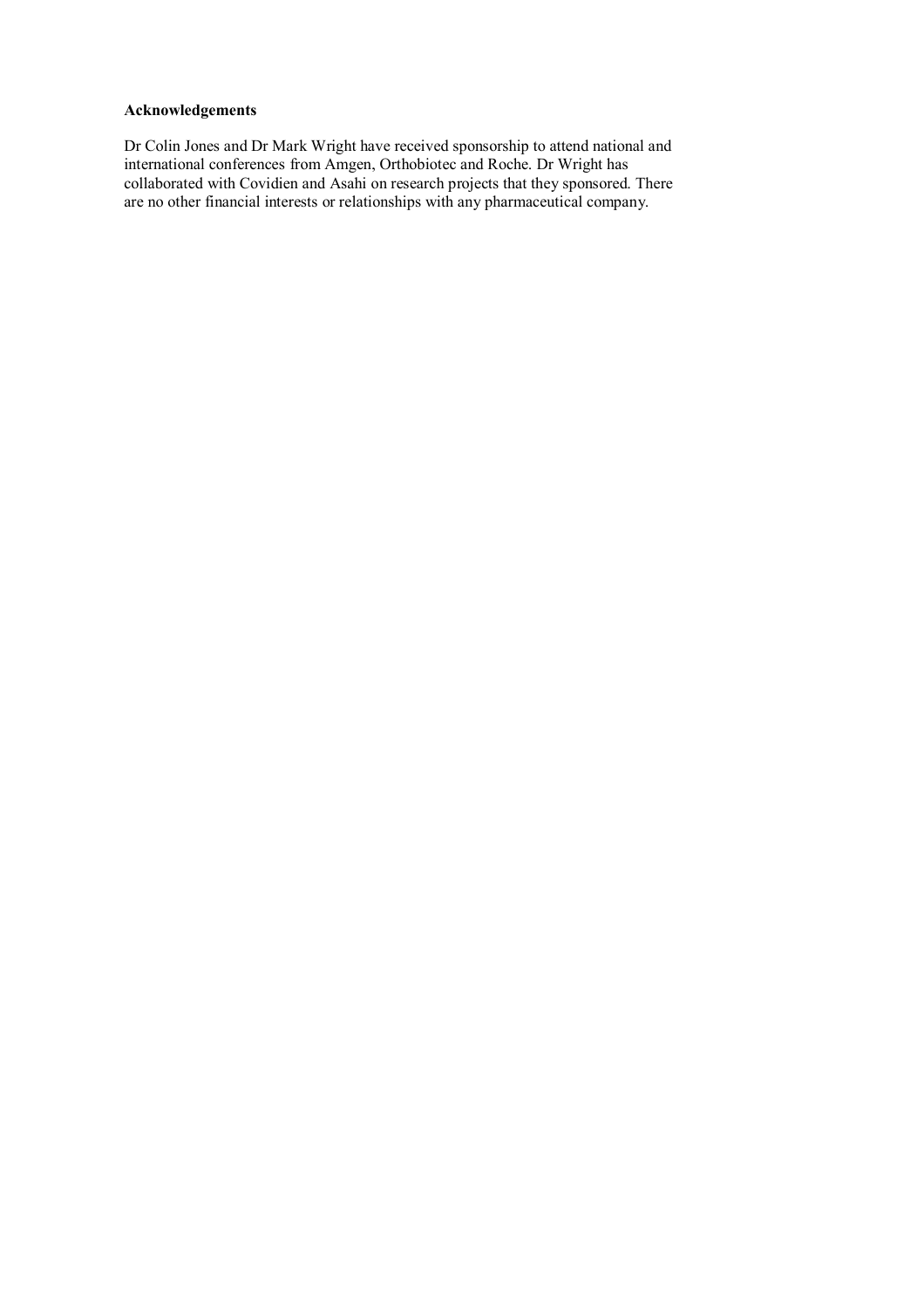**Acknowledgements**

Dr Colin Jones and Dr Mark Wright have received sponsorship to attend national and international conferences from Amgen, Orthobiotec and Roche. Dr Wright has collaborated with Covidien and Asahi on research projects that they sponsored. There are no other financial interests or relationships with any pharmaceutical company.